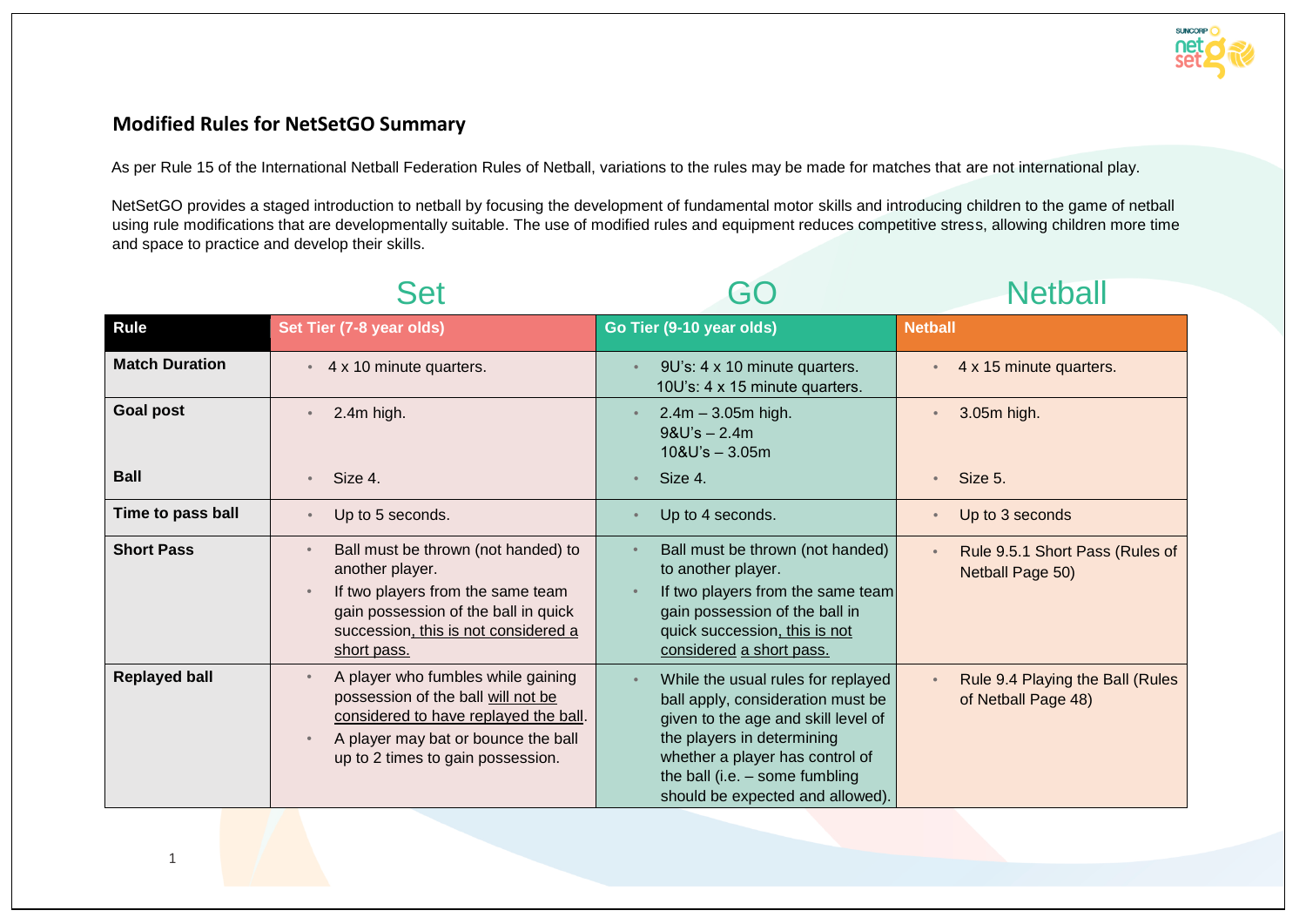## Modified Rules for NetSetGO Summary

As per Rule 15 of the International Netball Federation Rules of Netball, variations to the rules may be made for matches that are not international play.

NetSetGO provides a staged introduction to netball by focusing the development of fundamental motor skills and introducing children to the game of netball using rule modifications that are developmentally suitable. The use of modified rules and equipment reduces competitive stress, allowing children more time and space to practice and develop their skills.

| | Set | GO | Netball |
|---|---|---|---|
| **Rule** | **Set Tier (7-8 year olds)** | **Go Tier (9-10 year olds)** | **Netball** |
| **Match Duration** | • 4 x 10 minute quarters. | • 9U's: 4 x 10 minute quarters.<br>10U's: 4 x 15 minute quarters. | • 4 x 15 minute quarters. |
| **Goal post** | • 2.4m high. | • 2.4m – 3.05m high.<br>9&U's – 2.4m<br>10&U's – 3.05m | • 3.05m high. |
| **Ball** | • Size 4. | • Size 4. | • Size 5. |
| **Time to pass ball** | • Up to 5 seconds. | • Up to 4 seconds. | • Up to 3 seconds |
| **Short Pass** | • Ball must be thrown (not handed) to another player.<br>• If two players from the same team gain possession of the ball in quick succession, this is not considered a short pass. | • Ball must be thrown (not handed) to another player.<br>• If two players from the same team gain possession of the ball in quick succession, this is not considered a short pass. | • Rule 9.5.1 Short Pass (Rules of Netball Page 50) |
| **Replayed ball** | • A player who fumbles while gaining possession of the ball will not be considered to have replayed the ball.<br>• A player may bat or bounce the ball up to 2 times to gain possession. | • While the usual rules for replayed ball apply, consideration must be given to the age and skill level of the players in determining whether a player has control of the ball (i.e. – some fumbling should be expected and allowed). | • Rule 9.4 Playing the Ball (Rules of Netball Page 48) |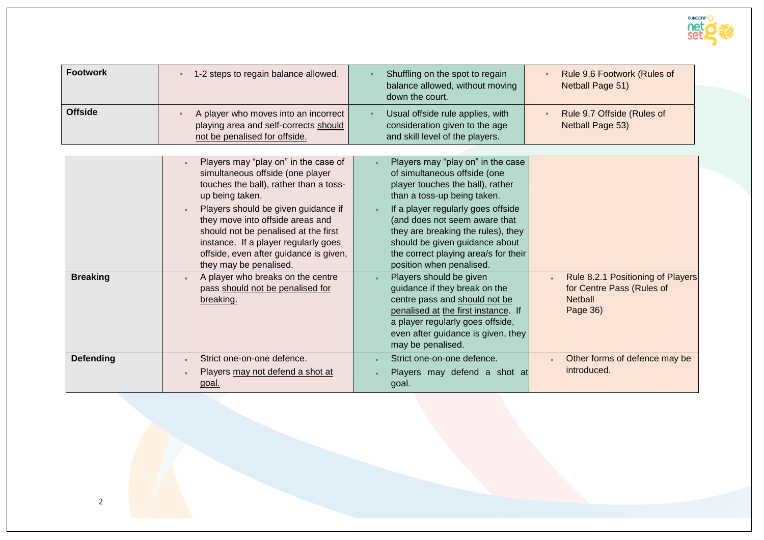| | | | |
|---|---|---|---|
| **Footwork** | • 1-2 steps to regain balance allowed. | • Shuffling on the spot to regain balance allowed, without moving down the court. | • Rule 9.6 Footwork (Rules of Netball Page 51) |
| **Offside** | • A player who moves into an incorrect playing area and self-corrects should not be penalised for offside.<br>• Players may "play on" in the case of simultaneous offside (one player touches the ball), rather than a toss-up being taken.<br>• Players should be given guidance if they move into offside areas and should not be penalised at the first instance. If a player regularly goes offside, even after guidance is given, they may be penalised. | • Usual offside rule applies, with consideration given to the age and skill level of the players.<br>• Players may "play on" in the case of simultaneous offside (one player touches the ball), rather than a toss-up being taken.<br>• If a player regularly goes offside (and does not seem aware that they are breaking the rules), they should be given guidance about the correct playing area/s for their position when penalised. | • Rule 9.7 Offside (Rules of Netball Page 53) |
| **Breaking** | • A player who breaks on the centre pass should not be penalised for breaking. | • Players should be given guidance if they break on the centre pass and should not be penalised at the first instance. If a player regularly goes offside, even after guidance is given, they may be penalised. | • Rule 8.2.1 Positioning of Players for Centre Pass (Rules of Netball Page 36) |
| **Defending** | • Strict one-on-one defence.<br>• Players may not defend a shot at goal. | • Strict one-on-one defence.<br>• Players may defend a shot at goal. | • Other forms of defence may be introduced. |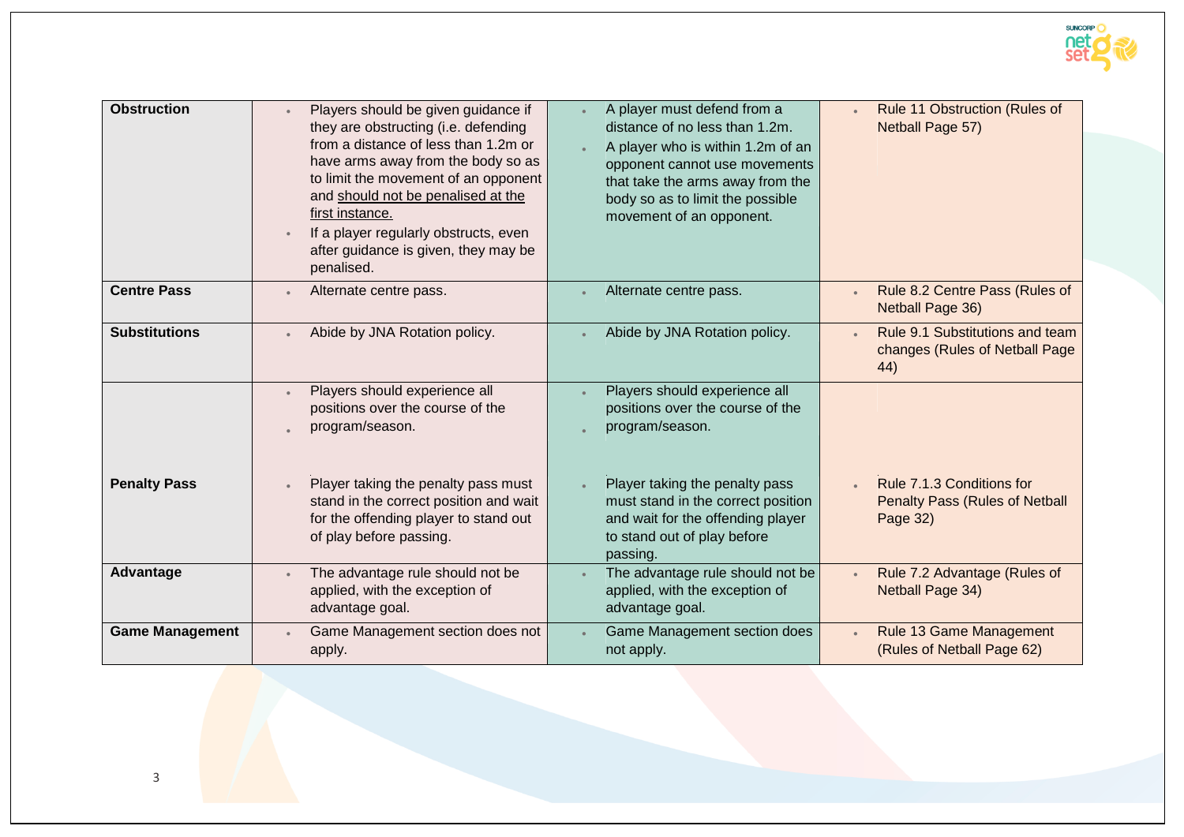| Obstruction | • Players should be given guidance if they are obstructing (i.e. defending from a distance of less than 1.2m or have arms away from the body so as to limit the movement of an opponent and <u>should not be penalised at the first instance.</u><br>• If a player regularly obstructs, even after guidance is given, they may be penalised. | • A player must defend from a distance of no less than 1.2m.<br>• A player who is within 1.2m of an opponent cannot use movements that take the arms away from the body so as to limit the possible movement of an opponent. | • Rule 11 Obstruction (Rules of Netball Page 57) |
|---|---|---|---|
| **Centre Pass** | • Alternate centre pass. | • Alternate centre pass. | • Rule 8.2 Centre Pass (Rules of Netball Page 36) |
| **Substitutions** | • Abide by JNA Rotation policy. | • Abide by JNA Rotation policy. | • Rule 9.1 Substitutions and team changes (Rules of Netball Page 44) |
| | • Players should experience all positions over the course of the program/season. | • Players should experience all positions over the course of the program/season. | |
| **Penalty Pass** | • Player taking the penalty pass must stand in the correct position and wait for the offending player to stand out of play before passing. | • Player taking the penalty pass must stand in the correct position and wait for the offending player to stand out of play before passing. | • Rule 7.1.3 Conditions for Penalty Pass (Rules of Netball Page 32) |
| **Advantage** | • The advantage rule should not be applied, with the exception of advantage goal. | • The advantage rule should not be applied, with the exception of advantage goal. | • Rule 7.2 Advantage (Rules of Netball Page 34) |
| **Game Management** | • Game Management section does not apply. | • Game Management section does not apply. | • Rule 13 Game Management (Rules of Netball Page 62) |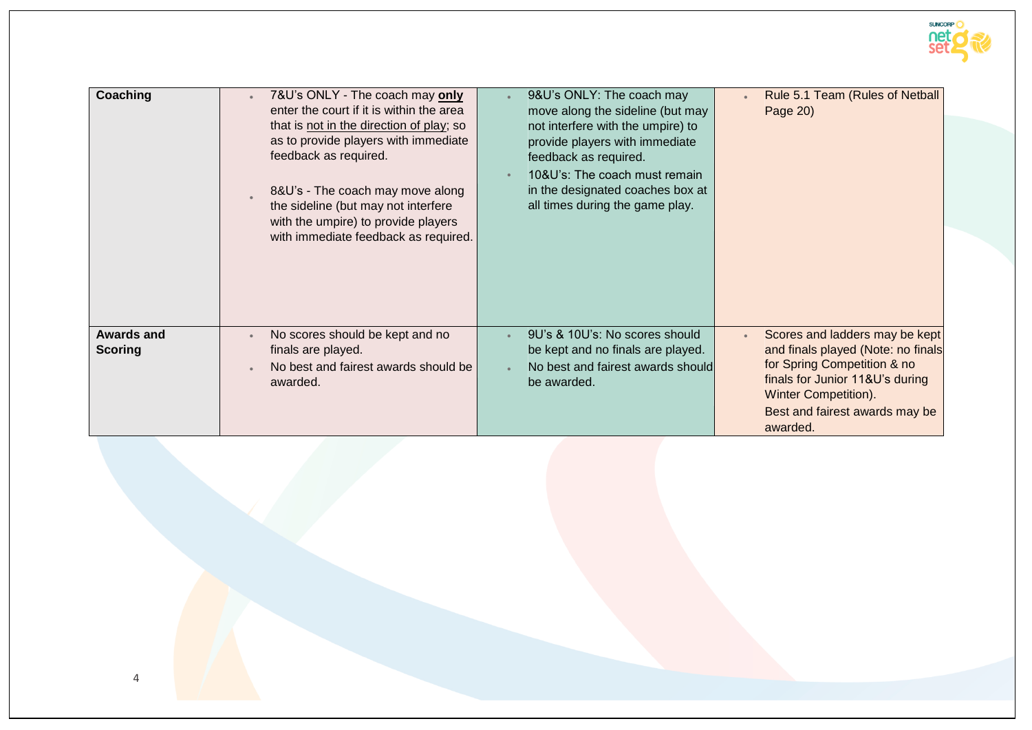| | | | |
|---|---|---|---|
| **Coaching** | • 7&U's ONLY - The coach may **<u>only</u>** enter the court if it is within the area that is <u>not in the direction of play</u>; so as to provide players with immediate feedback as required.<br><br>• 8&U's - The coach may move along the sideline (but may not interfere with the umpire) to provide players with immediate feedback as required. | • 9&U's ONLY: The coach may move along the sideline (but may not interfere with the umpire) to provide players with immediate feedback as required.<br>• 10&U's: The coach must remain in the designated coaches box at all times during the game play. | • Rule 5.1 Team (Rules of Netball Page 20) |
| **Awards and Scoring** | • No scores should be kept and no finals are played.<br>• No best and fairest awards should be awarded. | • 9U's & 10U's: No scores should be kept and no finals are played.<br>• No best and fairest awards should be awarded. | • Scores and ladders may be kept and finals played (Note: no finals for Spring Competition & no finals for Junior 11&U's during Winter Competition).<br>Best and fairest awards may be awarded. |